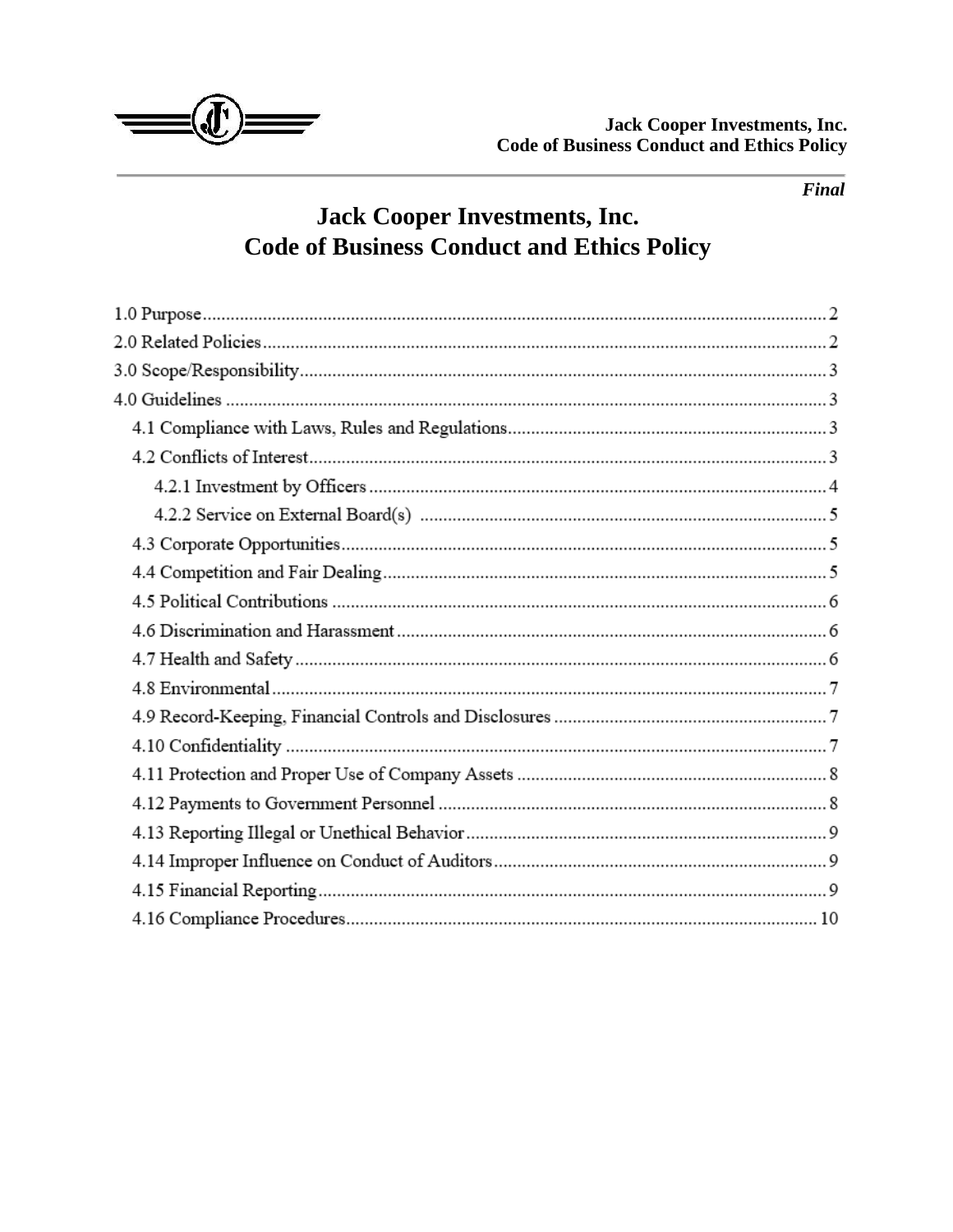*Final*

# Jack Cooper Investments, Inc.
# Code of Business Conduct and Ethics Policy

1.0 Purpose ... 2
2.0 Related Policies ... 2
3.0 Scope/Responsibility ... 3
4.0 Guidelines ... 3
- 4.1 Compliance with Laws, Rules and Regulations ... 3
- 4.2 Conflicts of Interest ... 3
  - 4.2.1 Investment by Officers ... 4
  - 4.2.2 Service on External Board(s) ... 5
- 4.3 Corporate Opportunities ... 5
- 4.4 Competition and Fair Dealing ... 5
- 4.5 Political Contributions ... 6
- 4.6 Discrimination and Harassment ... 6
- 4.7 Health and Safety ... 6
- 4.8 Environmental ... 7
- 4.9 Record-Keeping, Financial Controls and Disclosures ... 7
- 4.10 Confidentiality ... 7
- 4.11 Protection and Proper Use of Company Assets ... 8
- 4.12 Payments to Government Personnel ... 8
- 4.13 Reporting Illegal or Unethical Behavior ... 9
- 4.14 Improper Influence on Conduct of Auditors ... 9
- 4.15 Financial Reporting ... 9
- 4.16 Compliance Procedures ... 10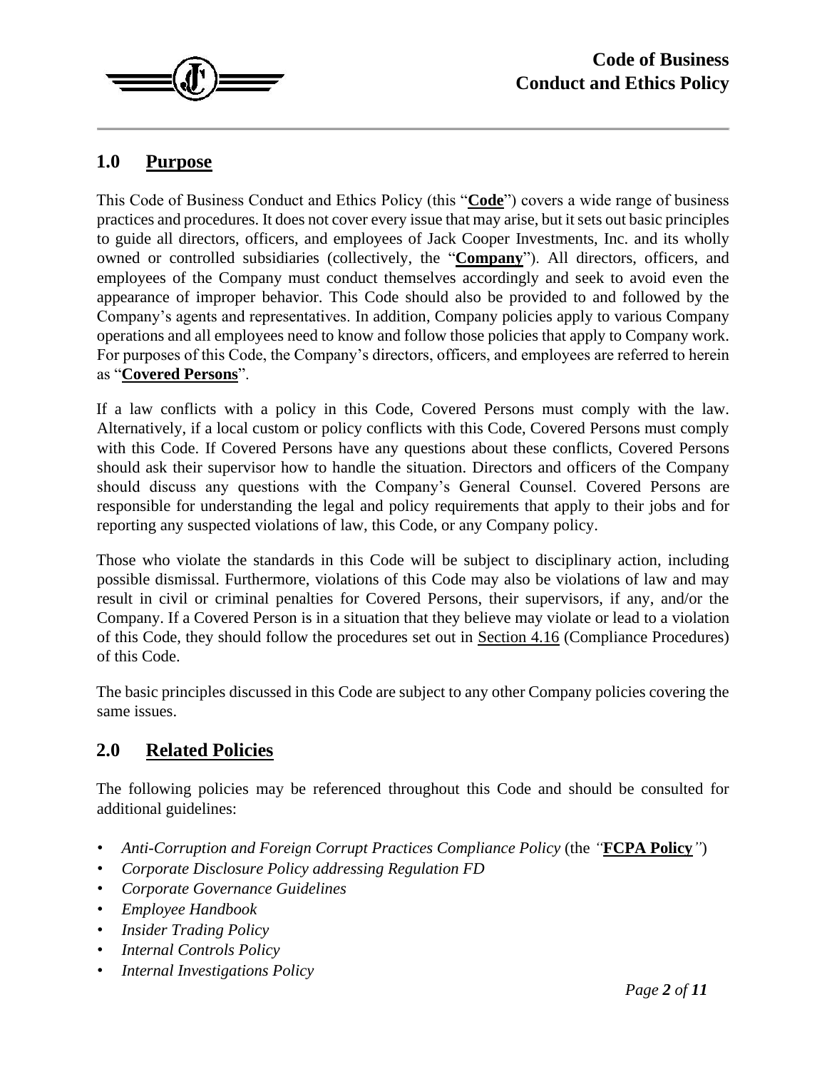## 1.0 Purpose

This Code of Business Conduct and Ethics Policy (this "**Code**") covers a wide range of business practices and procedures. It does not cover every issue that may arise, but it sets out basic principles to guide all directors, officers, and employees of Jack Cooper Investments, Inc. and its wholly owned or controlled subsidiaries (collectively, the "**Company**"). All directors, officers, and employees of the Company must conduct themselves accordingly and seek to avoid even the appearance of improper behavior. This Code should also be provided to and followed by the Company's agents and representatives. In addition, Company policies apply to various Company operations and all employees need to know and follow those policies that apply to Company work. For purposes of this Code, the Company's directors, officers, and employees are referred to herein as "**Covered Persons**".

If a law conflicts with a policy in this Code, Covered Persons must comply with the law. Alternatively, if a local custom or policy conflicts with this Code, Covered Persons must comply with this Code. If Covered Persons have any questions about these conflicts, Covered Persons should ask their supervisor how to handle the situation. Directors and officers of the Company should discuss any questions with the Company's General Counsel. Covered Persons are responsible for understanding the legal and policy requirements that apply to their jobs and for reporting any suspected violations of law, this Code, or any Company policy.

Those who violate the standards in this Code will be subject to disciplinary action, including possible dismissal. Furthermore, violations of this Code may also be violations of law and may result in civil or criminal penalties for Covered Persons, their supervisors, if any, and/or the Company. If a Covered Person is in a situation that they believe may violate or lead to a violation of this Code, they should follow the procedures set out in Section 4.16 (Compliance Procedures) of this Code.

The basic principles discussed in this Code are subject to any other Company policies covering the same issues.

## 2.0 Related Policies

The following policies may be referenced throughout this Code and should be consulted for additional guidelines:

- *Anti-Corruption and Foreign Corrupt Practices Compliance Policy* (the *"***FCPA Policy***"*)
- *Corporate Disclosure Policy addressing Regulation FD*
- *Corporate Governance Guidelines*
- *Employee Handbook*
- *Insider Trading Policy*
- *Internal Controls Policy*
- *Internal Investigations Policy*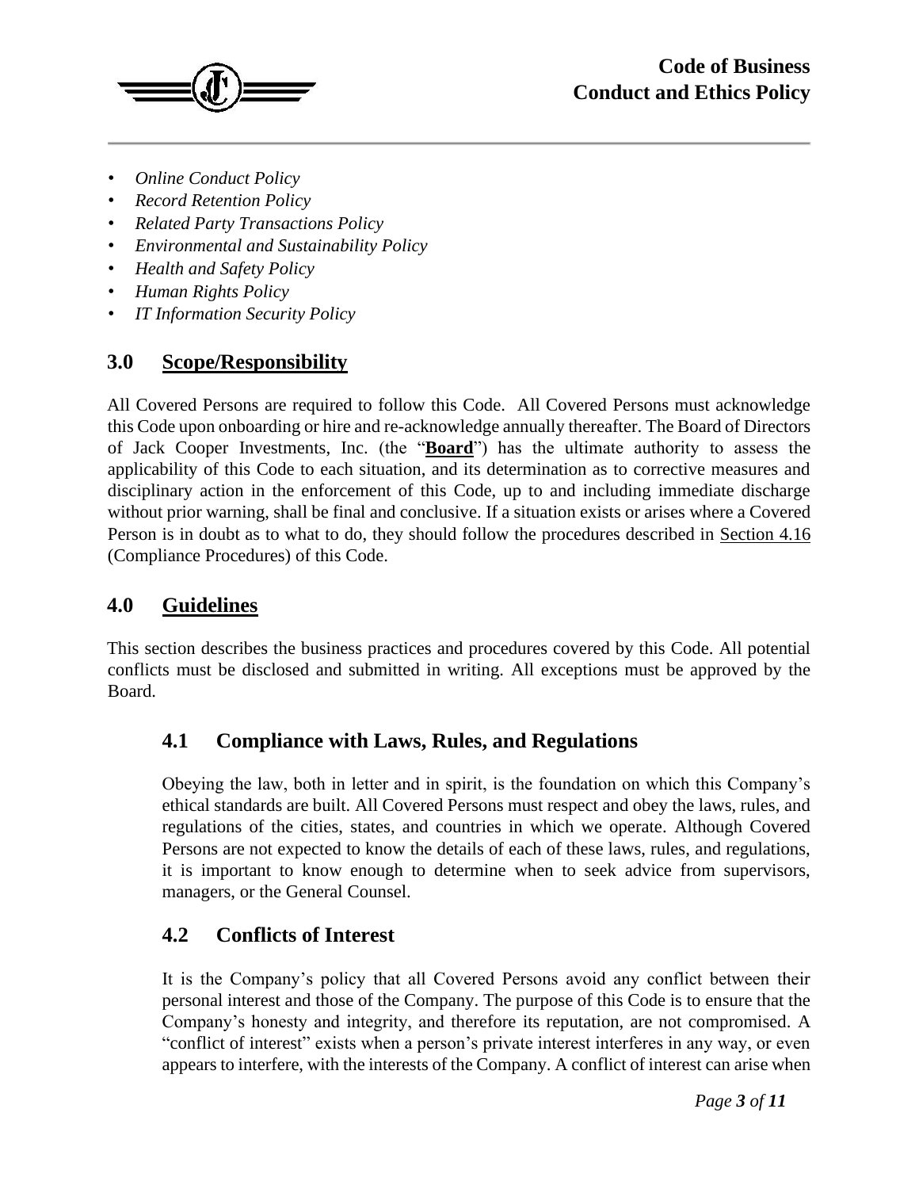- *Online Conduct Policy*
- *Record Retention Policy*
- *Related Party Transactions Policy*
- *Environmental and Sustainability Policy*
- *Health and Safety Policy*
- *Human Rights Policy*
- *IT Information Security Policy*

## 3.0 Scope/Responsibility

All Covered Persons are required to follow this Code. All Covered Persons must acknowledge this Code upon onboarding or hire and re-acknowledge annually thereafter. The Board of Directors of Jack Cooper Investments, Inc. (the "**Board**") has the ultimate authority to assess the applicability of this Code to each situation, and its determination as to corrective measures and disciplinary action in the enforcement of this Code, up to and including immediate discharge without prior warning, shall be final and conclusive. If a situation exists or arises where a Covered Person is in doubt as to what to do, they should follow the procedures described in Section 4.16 (Compliance Procedures) of this Code.

## 4.0 Guidelines

This section describes the business practices and procedures covered by this Code. All potential conflicts must be disclosed and submitted in writing. All exceptions must be approved by the Board.

### 4.1 Compliance with Laws, Rules, and Regulations

Obeying the law, both in letter and in spirit, is the foundation on which this Company's ethical standards are built. All Covered Persons must respect and obey the laws, rules, and regulations of the cities, states, and countries in which we operate. Although Covered Persons are not expected to know the details of each of these laws, rules, and regulations, it is important to know enough to determine when to seek advice from supervisors, managers, or the General Counsel.

### 4.2 Conflicts of Interest

It is the Company's policy that all Covered Persons avoid any conflict between their personal interest and those of the Company. The purpose of this Code is to ensure that the Company's honesty and integrity, and therefore its reputation, are not compromised. A "conflict of interest" exists when a person's private interest interferes in any way, or even appears to interfere, with the interests of the Company. A conflict of interest can arise when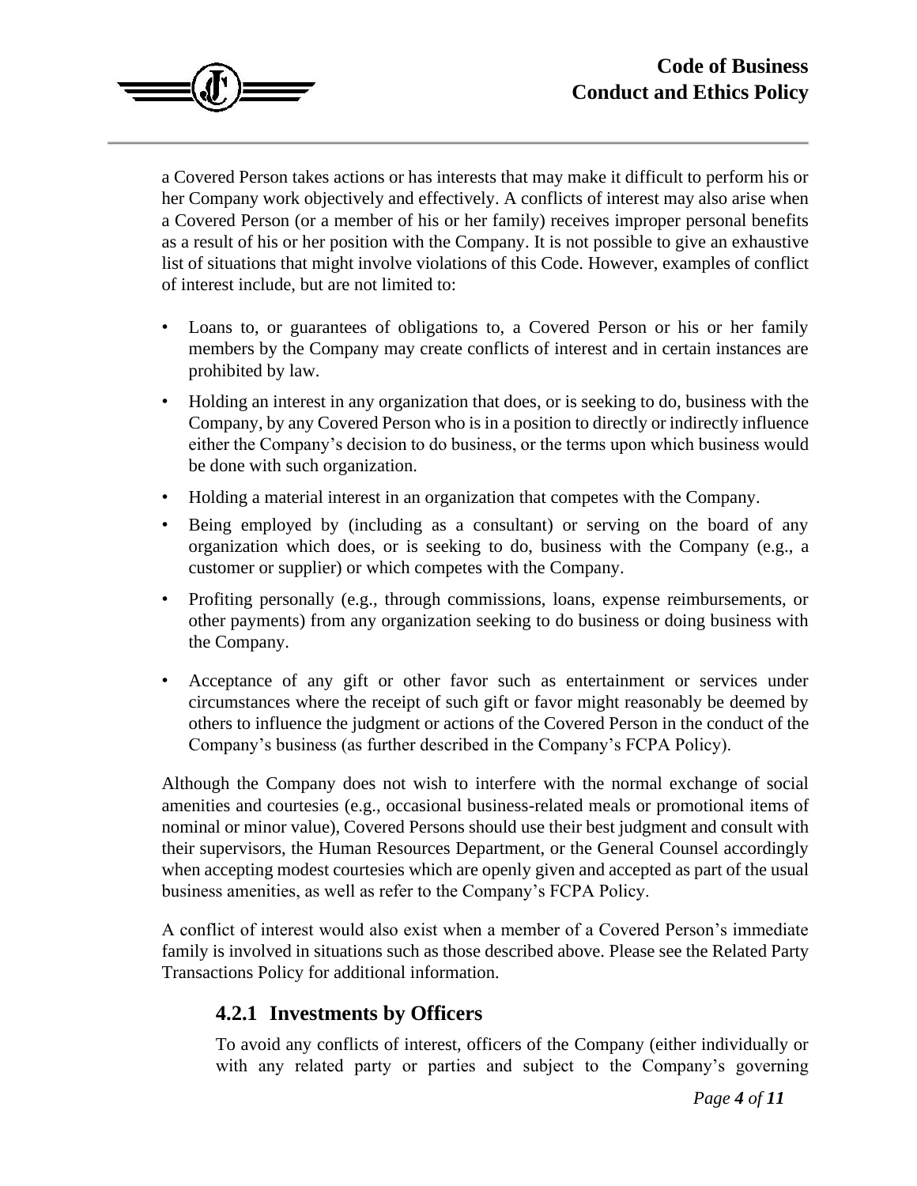a Covered Person takes actions or has interests that may make it difficult to perform his or her Company work objectively and effectively. A conflicts of interest may also arise when a Covered Person (or a member of his or her family) receives improper personal benefits as a result of his or her position with the Company. It is not possible to give an exhaustive list of situations that might involve violations of this Code. However, examples of conflict of interest include, but are not limited to:

- Loans to, or guarantees of obligations to, a Covered Person or his or her family members by the Company may create conflicts of interest and in certain instances are prohibited by law.
- Holding an interest in any organization that does, or is seeking to do, business with the Company, by any Covered Person who is in a position to directly or indirectly influence either the Company's decision to do business, or the terms upon which business would be done with such organization.
- Holding a material interest in an organization that competes with the Company.
- Being employed by (including as a consultant) or serving on the board of any organization which does, or is seeking to do, business with the Company (e.g., a customer or supplier) or which competes with the Company.
- Profiting personally (e.g., through commissions, loans, expense reimbursements, or other payments) from any organization seeking to do business or doing business with the Company.
- Acceptance of any gift or other favor such as entertainment or services under circumstances where the receipt of such gift or favor might reasonably be deemed by others to influence the judgment or actions of the Covered Person in the conduct of the Company's business (as further described in the Company's FCPA Policy).

Although the Company does not wish to interfere with the normal exchange of social amenities and courtesies (e.g., occasional business-related meals or promotional items of nominal or minor value), Covered Persons should use their best judgment and consult with their supervisors, the Human Resources Department, or the General Counsel accordingly when accepting modest courtesies which are openly given and accepted as part of the usual business amenities, as well as refer to the Company's FCPA Policy.

A conflict of interest would also exist when a member of a Covered Person's immediate family is involved in situations such as those described above. Please see the Related Party Transactions Policy for additional information.

### 4.2.1 Investments by Officers

To avoid any conflicts of interest, officers of the Company (either individually or with any related party or parties and subject to the Company's governing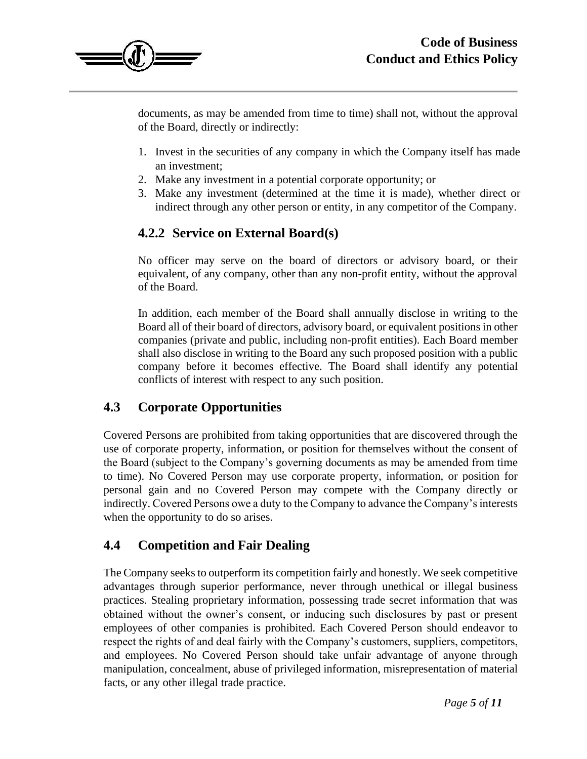documents, as may be amended from time to time) shall not, without the approval of the Board, directly or indirectly:

1. Invest in the securities of any company in which the Company itself has made an investment;
2. Make any investment in a potential corporate opportunity; or
3. Make any investment (determined at the time it is made), whether direct or indirect through any other person or entity, in any competitor of the Company.

### 4.2.2 Service on External Board(s)

No officer may serve on the board of directors or advisory board, or their equivalent, of any company, other than any non-profit entity, without the approval of the Board.

In addition, each member of the Board shall annually disclose in writing to the Board all of their board of directors, advisory board, or equivalent positions in other companies (private and public, including non-profit entities). Each Board member shall also disclose in writing to the Board any such proposed position with a public company before it becomes effective. The Board shall identify any potential conflicts of interest with respect to any such position.

## 4.3 Corporate Opportunities

Covered Persons are prohibited from taking opportunities that are discovered through the use of corporate property, information, or position for themselves without the consent of the Board (subject to the Company's governing documents as may be amended from time to time). No Covered Person may use corporate property, information, or position for personal gain and no Covered Person may compete with the Company directly or indirectly. Covered Persons owe a duty to the Company to advance the Company's interests when the opportunity to do so arises.

## 4.4 Competition and Fair Dealing

The Company seeks to outperform its competition fairly and honestly. We seek competitive advantages through superior performance, never through unethical or illegal business practices. Stealing proprietary information, possessing trade secret information that was obtained without the owner's consent, or inducing such disclosures by past or present employees of other companies is prohibited. Each Covered Person should endeavor to respect the rights of and deal fairly with the Company's customers, suppliers, competitors, and employees. No Covered Person should take unfair advantage of anyone through manipulation, concealment, abuse of privileged information, misrepresentation of material facts, or any other illegal trade practice.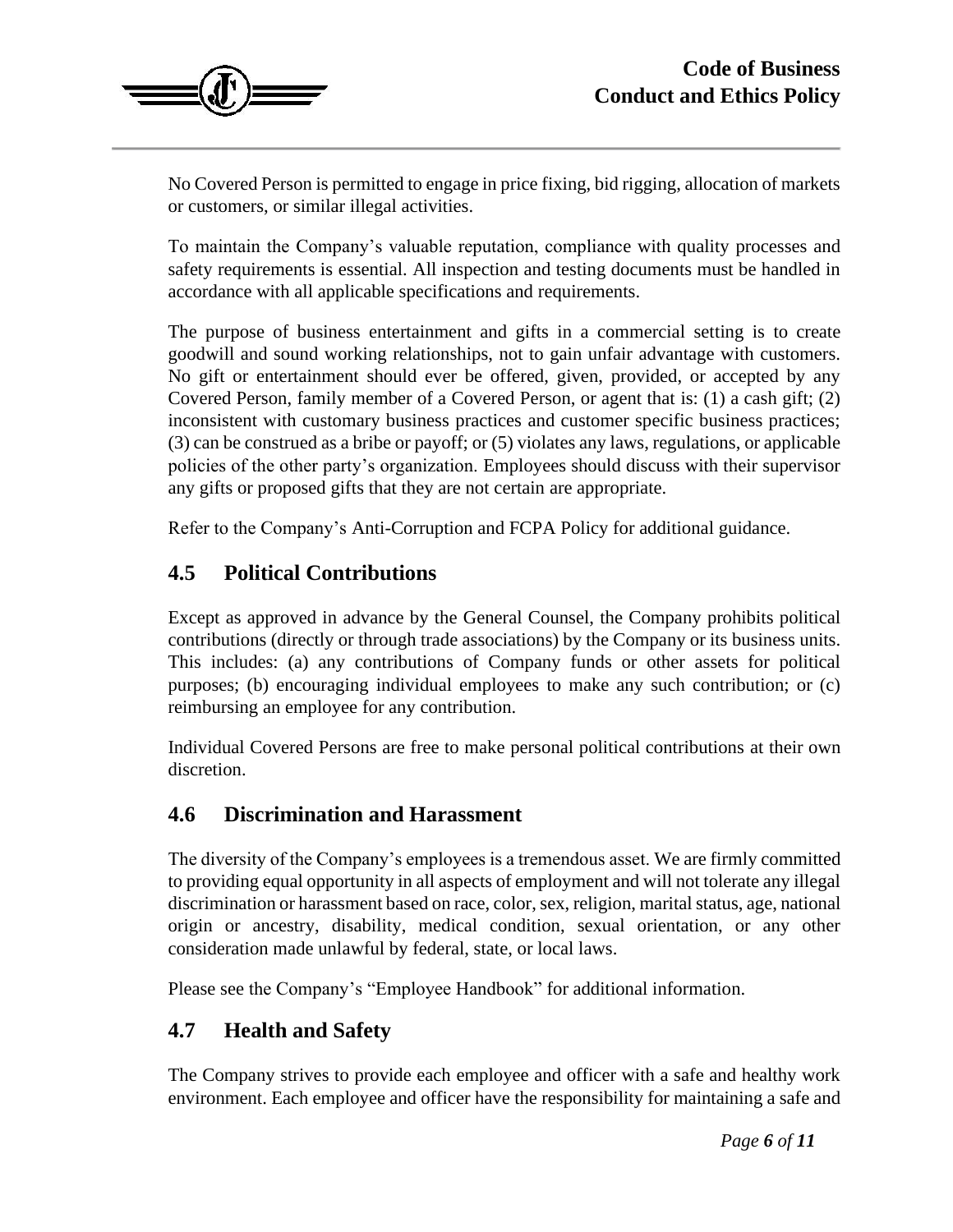No Covered Person is permitted to engage in price fixing, bid rigging, allocation of markets or customers, or similar illegal activities.

To maintain the Company's valuable reputation, compliance with quality processes and safety requirements is essential. All inspection and testing documents must be handled in accordance with all applicable specifications and requirements.

The purpose of business entertainment and gifts in a commercial setting is to create goodwill and sound working relationships, not to gain unfair advantage with customers. No gift or entertainment should ever be offered, given, provided, or accepted by any Covered Person, family member of a Covered Person, or agent that is: (1) a cash gift; (2) inconsistent with customary business practices and customer specific business practices; (3) can be construed as a bribe or payoff; or (5) violates any laws, regulations, or applicable policies of the other party's organization. Employees should discuss with their supervisor any gifts or proposed gifts that they are not certain are appropriate.

Refer to the Company's Anti-Corruption and FCPA Policy for additional guidance.

## 4.5 Political Contributions

Except as approved in advance by the General Counsel, the Company prohibits political contributions (directly or through trade associations) by the Company or its business units. This includes: (a) any contributions of Company funds or other assets for political purposes; (b) encouraging individual employees to make any such contribution; or (c) reimbursing an employee for any contribution.

Individual Covered Persons are free to make personal political contributions at their own discretion.

## 4.6 Discrimination and Harassment

The diversity of the Company's employees is a tremendous asset. We are firmly committed to providing equal opportunity in all aspects of employment and will not tolerate any illegal discrimination or harassment based on race, color, sex, religion, marital status, age, national origin or ancestry, disability, medical condition, sexual orientation, or any other consideration made unlawful by federal, state, or local laws.

Please see the Company's "Employee Handbook" for additional information.

## 4.7 Health and Safety

The Company strives to provide each employee and officer with a safe and healthy work environment. Each employee and officer have the responsibility for maintaining a safe and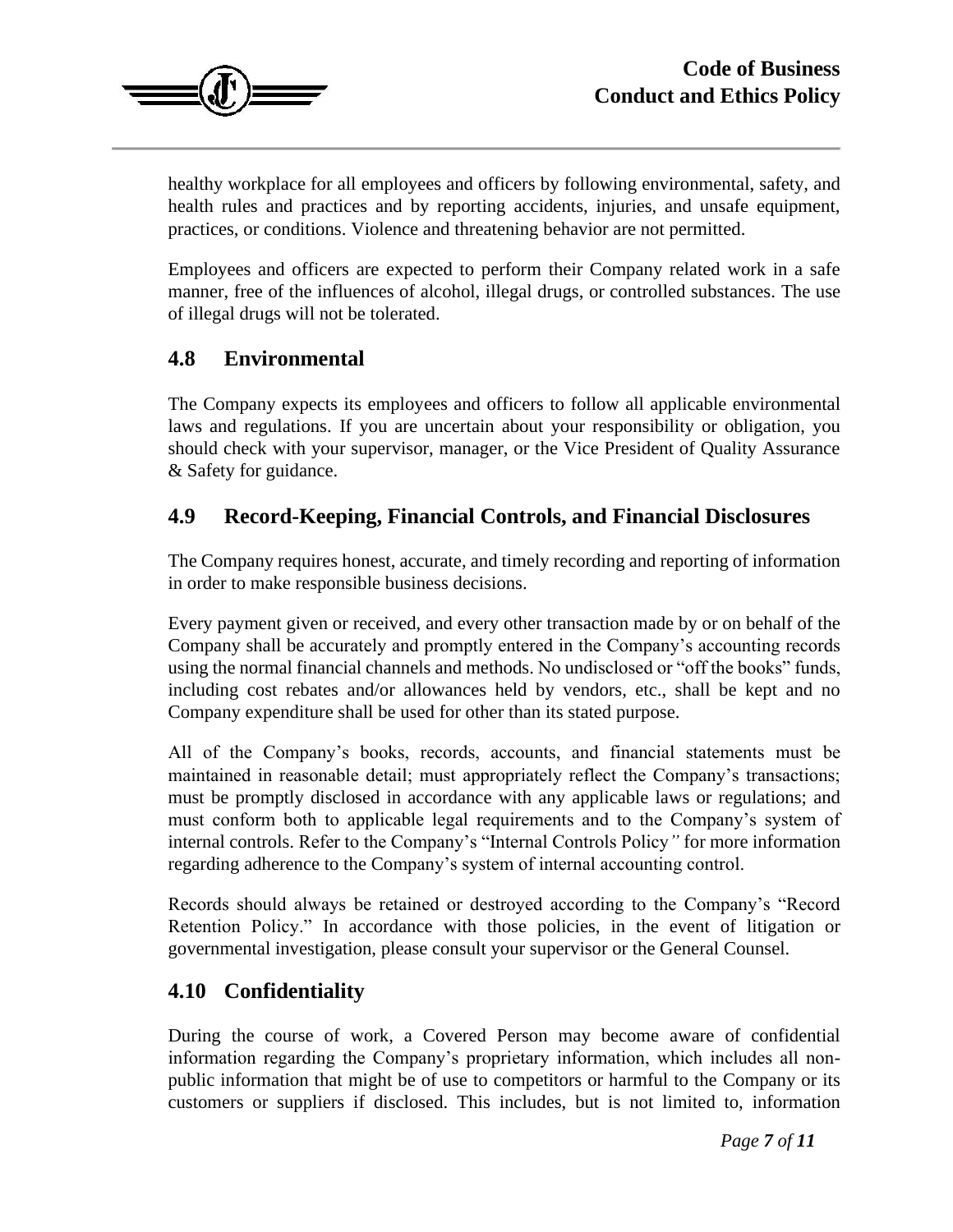healthy workplace for all employees and officers by following environmental, safety, and health rules and practices and by reporting accidents, injuries, and unsafe equipment, practices, or conditions. Violence and threatening behavior are not permitted.

Employees and officers are expected to perform their Company related work in a safe manner, free of the influences of alcohol, illegal drugs, or controlled substances. The use of illegal drugs will not be tolerated.

## 4.8 Environmental

The Company expects its employees and officers to follow all applicable environmental laws and regulations. If you are uncertain about your responsibility or obligation, you should check with your supervisor, manager, or the Vice President of Quality Assurance & Safety for guidance.

## 4.9 Record-Keeping, Financial Controls, and Financial Disclosures

The Company requires honest, accurate, and timely recording and reporting of information in order to make responsible business decisions.

Every payment given or received, and every other transaction made by or on behalf of the Company shall be accurately and promptly entered in the Company's accounting records using the normal financial channels and methods. No undisclosed or "off the books" funds, including cost rebates and/or allowances held by vendors, etc., shall be kept and no Company expenditure shall be used for other than its stated purpose.

All of the Company's books, records, accounts, and financial statements must be maintained in reasonable detail; must appropriately reflect the Company's transactions; must be promptly disclosed in accordance with any applicable laws or regulations; and must conform both to applicable legal requirements and to the Company's system of internal controls. Refer to the Company's "Internal Controls Policy" for more information regarding adherence to the Company's system of internal accounting control.

Records should always be retained or destroyed according to the Company's "Record Retention Policy." In accordance with those policies, in the event of litigation or governmental investigation, please consult your supervisor or the General Counsel.

## 4.10 Confidentiality

During the course of work, a Covered Person may become aware of confidential information regarding the Company's proprietary information, which includes all non-public information that might be of use to competitors or harmful to the Company or its customers or suppliers if disclosed. This includes, but is not limited to, information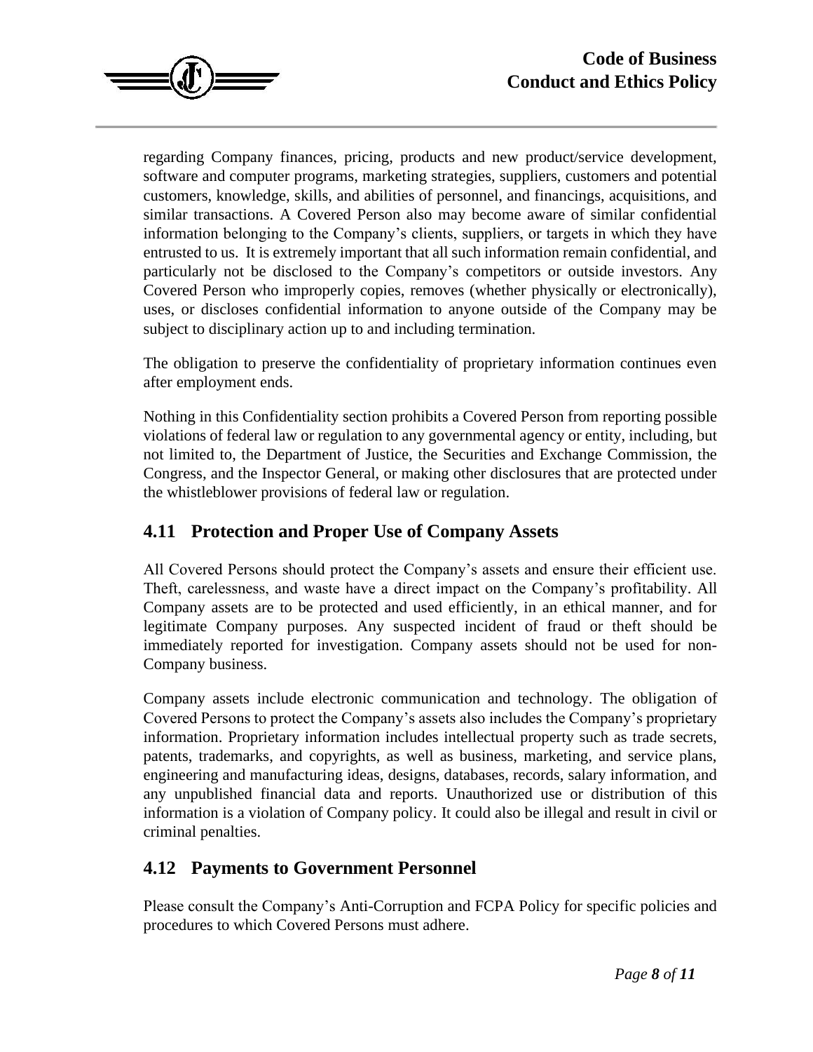regarding Company finances, pricing, products and new product/service development, software and computer programs, marketing strategies, suppliers, customers and potential customers, knowledge, skills, and abilities of personnel, and financings, acquisitions, and similar transactions. A Covered Person also may become aware of similar confidential information belonging to the Company's clients, suppliers, or targets in which they have entrusted to us. It is extremely important that all such information remain confidential, and particularly not be disclosed to the Company's competitors or outside investors. Any Covered Person who improperly copies, removes (whether physically or electronically), uses, or discloses confidential information to anyone outside of the Company may be subject to disciplinary action up to and including termination.

The obligation to preserve the confidentiality of proprietary information continues even after employment ends.

Nothing in this Confidentiality section prohibits a Covered Person from reporting possible violations of federal law or regulation to any governmental agency or entity, including, but not limited to, the Department of Justice, the Securities and Exchange Commission, the Congress, and the Inspector General, or making other disclosures that are protected under the whistleblower provisions of federal law or regulation.

## 4.11 Protection and Proper Use of Company Assets

All Covered Persons should protect the Company's assets and ensure their efficient use. Theft, carelessness, and waste have a direct impact on the Company's profitability. All Company assets are to be protected and used efficiently, in an ethical manner, and for legitimate Company purposes. Any suspected incident of fraud or theft should be immediately reported for investigation. Company assets should not be used for non-Company business.

Company assets include electronic communication and technology. The obligation of Covered Persons to protect the Company's assets also includes the Company's proprietary information. Proprietary information includes intellectual property such as trade secrets, patents, trademarks, and copyrights, as well as business, marketing, and service plans, engineering and manufacturing ideas, designs, databases, records, salary information, and any unpublished financial data and reports. Unauthorized use or distribution of this information is a violation of Company policy. It could also be illegal and result in civil or criminal penalties.

## 4.12 Payments to Government Personnel

Please consult the Company's Anti-Corruption and FCPA Policy for specific policies and procedures to which Covered Persons must adhere.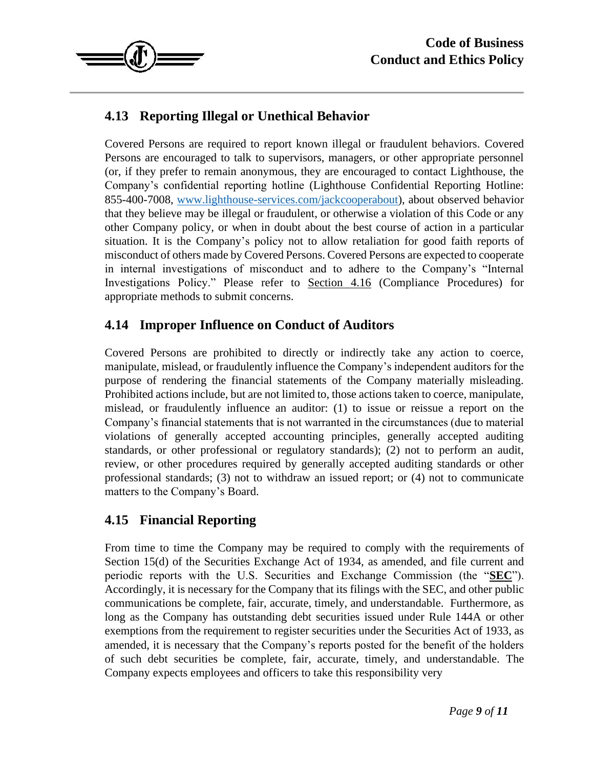## 4.13 Reporting Illegal or Unethical Behavior

Covered Persons are required to report known illegal or fraudulent behaviors. Covered Persons are encouraged to talk to supervisors, managers, or other appropriate personnel (or, if they prefer to remain anonymous, they are encouraged to contact Lighthouse, the Company's confidential reporting hotline (Lighthouse Confidential Reporting Hotline: 855-400-7008, [www.lighthouse-services.com/jackcooperabout](www.lighthouse-services.com/jackcooperabout)), about observed behavior that they believe may be illegal or fraudulent, or otherwise a violation of this Code or any other Company policy, or when in doubt about the best course of action in a particular situation. It is the Company's policy not to allow retaliation for good faith reports of misconduct of others made by Covered Persons. Covered Persons are expected to cooperate in internal investigations of misconduct and to adhere to the Company's "Internal Investigations Policy." Please refer to Section 4.16 (Compliance Procedures) for appropriate methods to submit concerns.

## 4.14 Improper Influence on Conduct of Auditors

Covered Persons are prohibited to directly or indirectly take any action to coerce, manipulate, mislead, or fraudulently influence the Company's independent auditors for the purpose of rendering the financial statements of the Company materially misleading. Prohibited actions include, but are not limited to, those actions taken to coerce, manipulate, mislead, or fraudulently influence an auditor: (1) to issue or reissue a report on the Company's financial statements that is not warranted in the circumstances (due to material violations of generally accepted accounting principles, generally accepted auditing standards, or other professional or regulatory standards); (2) not to perform an audit, review, or other procedures required by generally accepted auditing standards or other professional standards; (3) not to withdraw an issued report; or (4) not to communicate matters to the Company's Board.

## 4.15 Financial Reporting

From time to time the Company may be required to comply with the requirements of Section 15(d) of the Securities Exchange Act of 1934, as amended, and file current and periodic reports with the U.S. Securities and Exchange Commission (the "**SEC**"). Accordingly, it is necessary for the Company that its filings with the SEC, and other public communications be complete, fair, accurate, timely, and understandable. Furthermore, as long as the Company has outstanding debt securities issued under Rule 144A or other exemptions from the requirement to register securities under the Securities Act of 1933, as amended, it is necessary that the Company's reports posted for the benefit of the holders of such debt securities be complete, fair, accurate, timely, and understandable. The Company expects employees and officers to take this responsibility very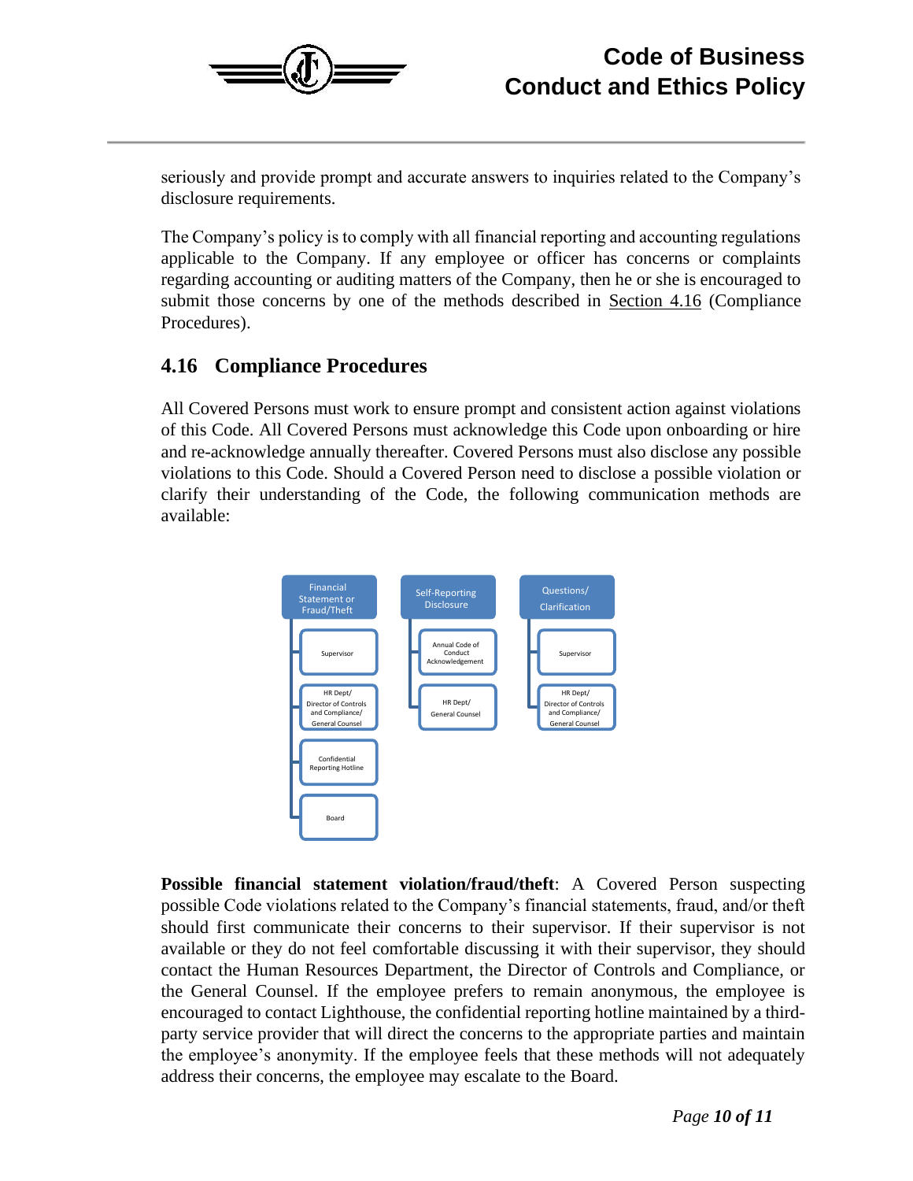seriously and provide prompt and accurate answers to inquiries related to the Company's disclosure requirements.

The Company's policy is to comply with all financial reporting and accounting regulations applicable to the Company. If any employee or officer has concerns or complaints regarding accounting or auditing matters of the Company, then he or she is encouraged to submit those concerns by one of the methods described in Section 4.16 (Compliance Procedures).

## 4.16 Compliance Procedures

All Covered Persons must work to ensure prompt and consistent action against violations of this Code. All Covered Persons must acknowledge this Code upon onboarding or hire and re-acknowledge annually thereafter. Covered Persons must also disclose any possible violations to this Code. Should a Covered Person need to disclose a possible violation or clarify their understanding of the Code, the following communication methods are available:

Financial Statement or Fraud/Theft
- Supervisor
- HR Dept/ Director of Controls and Compliance/ General Counsel
- Confidential Reporting Hotline
- Board

Self-Reporting Disclosure
- Annual Code of Conduct Acknowledgement
- HR Dept/ General Counsel

Questions/ Clarification
- Supervisor
- HR Dept/ Director of Controls and Compliance/ General Counsel

**Possible financial statement violation/fraud/theft**: A Covered Person suspecting possible Code violations related to the Company's financial statements, fraud, and/or theft should first communicate their concerns to their supervisor. If their supervisor is not available or they do not feel comfortable discussing it with their supervisor, they should contact the Human Resources Department, the Director of Controls and Compliance, or the General Counsel. If the employee prefers to remain anonymous, the employee is encouraged to contact Lighthouse, the confidential reporting hotline maintained by a third-party service provider that will direct the concerns to the appropriate parties and maintain the employee's anonymity. If the employee feels that these methods will not adequately address their concerns, the employee may escalate to the Board.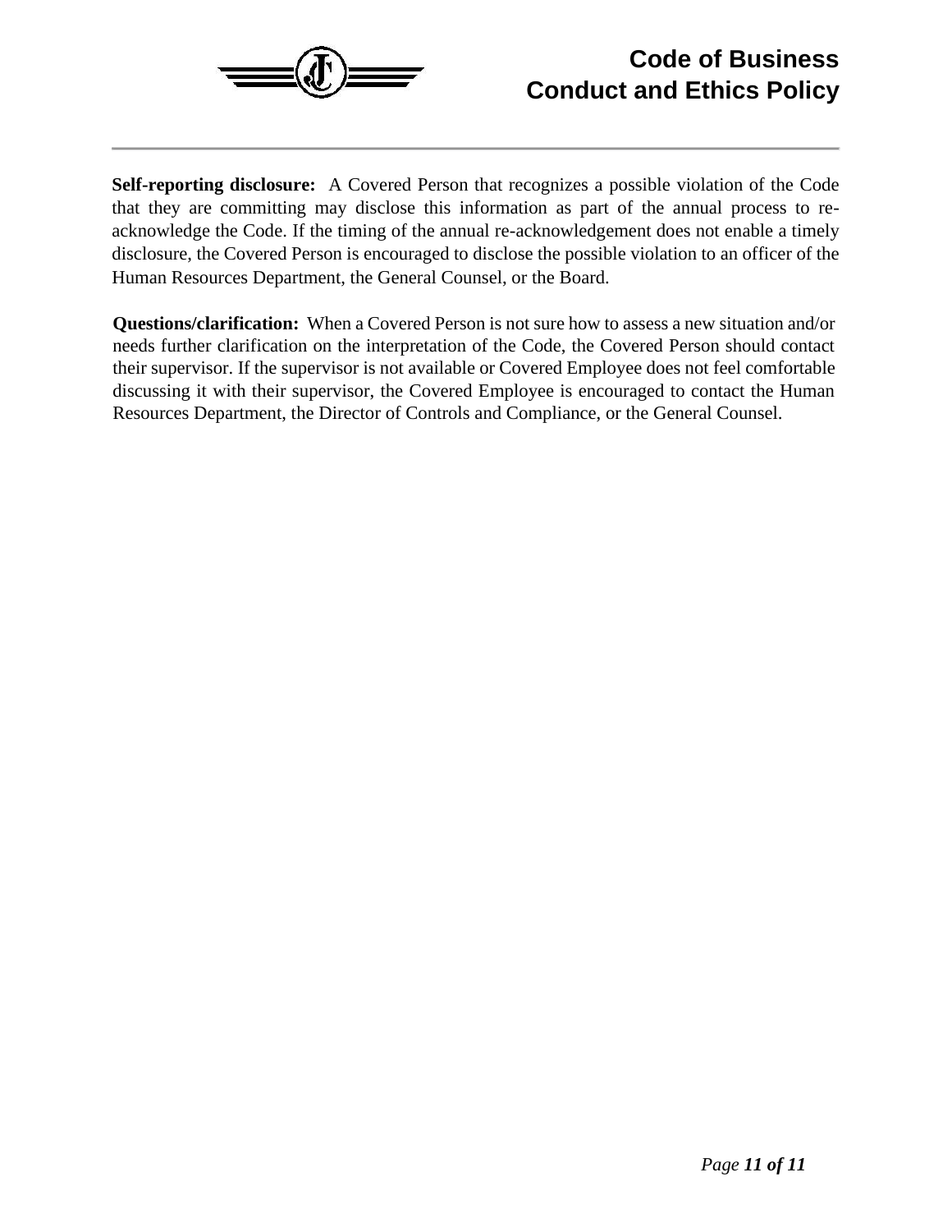**Self-reporting disclosure:** A Covered Person that recognizes a possible violation of the Code that they are committing may disclose this information as part of the annual process to re-acknowledge the Code. If the timing of the annual re-acknowledgement does not enable a timely disclosure, the Covered Person is encouraged to disclose the possible violation to an officer of the Human Resources Department, the General Counsel, or the Board.

**Questions/clarification:** When a Covered Person is not sure how to assess a new situation and/or needs further clarification on the interpretation of the Code, the Covered Person should contact their supervisor. If the supervisor is not available or Covered Employee does not feel comfortable discussing it with their supervisor, the Covered Employee is encouraged to contact the Human Resources Department, the Director of Controls and Compliance, or the General Counsel.